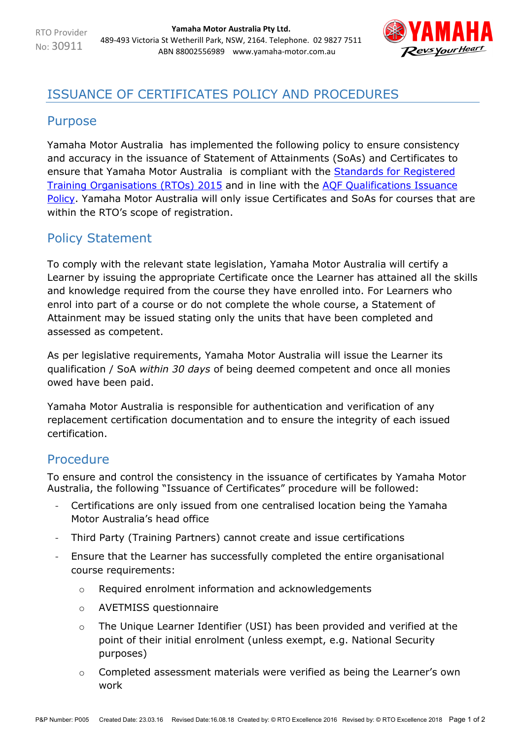RTO Provider No: 30911

**Yamaha Motor Australia Pty Ltd.**
489-493 Victoria St Wetherill Park, NSW, 2164. Telephone. 02 9827 7511
ABN 88002556989 www.yamaha-motor.com.au

# ISSUANCE OF CERTIFICATES POLICY AND PROCEDURES

## Purpose

Yamaha Motor Australia has implemented the following policy to ensure consistency and accuracy in the issuance of Statement of Attainments (SoAs) and Certificates to ensure that Yamaha Motor Australia is compliant with the Standards for Registered Training Organisations (RTOs) 2015 and in line with the AQF Qualifications Issuance Policy. Yamaha Motor Australia will only issue Certificates and SoAs for courses that are within the RTO's scope of registration.

## Policy Statement

To comply with the relevant state legislation, Yamaha Motor Australia will certify a Learner by issuing the appropriate Certificate once the Learner has attained all the skills and knowledge required from the course they have enrolled into. For Learners who enrol into part of a course or do not complete the whole course, a Statement of Attainment may be issued stating only the units that have been completed and assessed as competent.

As per legislative requirements, Yamaha Motor Australia will issue the Learner its qualification / SoA *within 30 days* of being deemed competent and once all monies owed have been paid.

Yamaha Motor Australia is responsible for authentication and verification of any replacement certification documentation and to ensure the integrity of each issued certification.

## Procedure

To ensure and control the consistency in the issuance of certificates by Yamaha Motor Australia, the following "Issuance of Certificates" procedure will be followed:

- Certifications are only issued from one centralised location being the Yamaha Motor Australia's head office
- Third Party (Training Partners) cannot create and issue certifications
- Ensure that the Learner has successfully completed the entire organisational course requirements:
  - Required enrolment information and acknowledgements
  - AVETMISS questionnaire
  - The Unique Learner Identifier (USI) has been provided and verified at the point of their initial enrolment (unless exempt, e.g. National Security purposes)
  - Completed assessment materials were verified as being the Learner's own work

P&P Number: P005 Created Date: 23.03.16 Revised Date:16.08.18 Created by: © RTO Excellence 2016 Revised by: © RTO Excellence 2018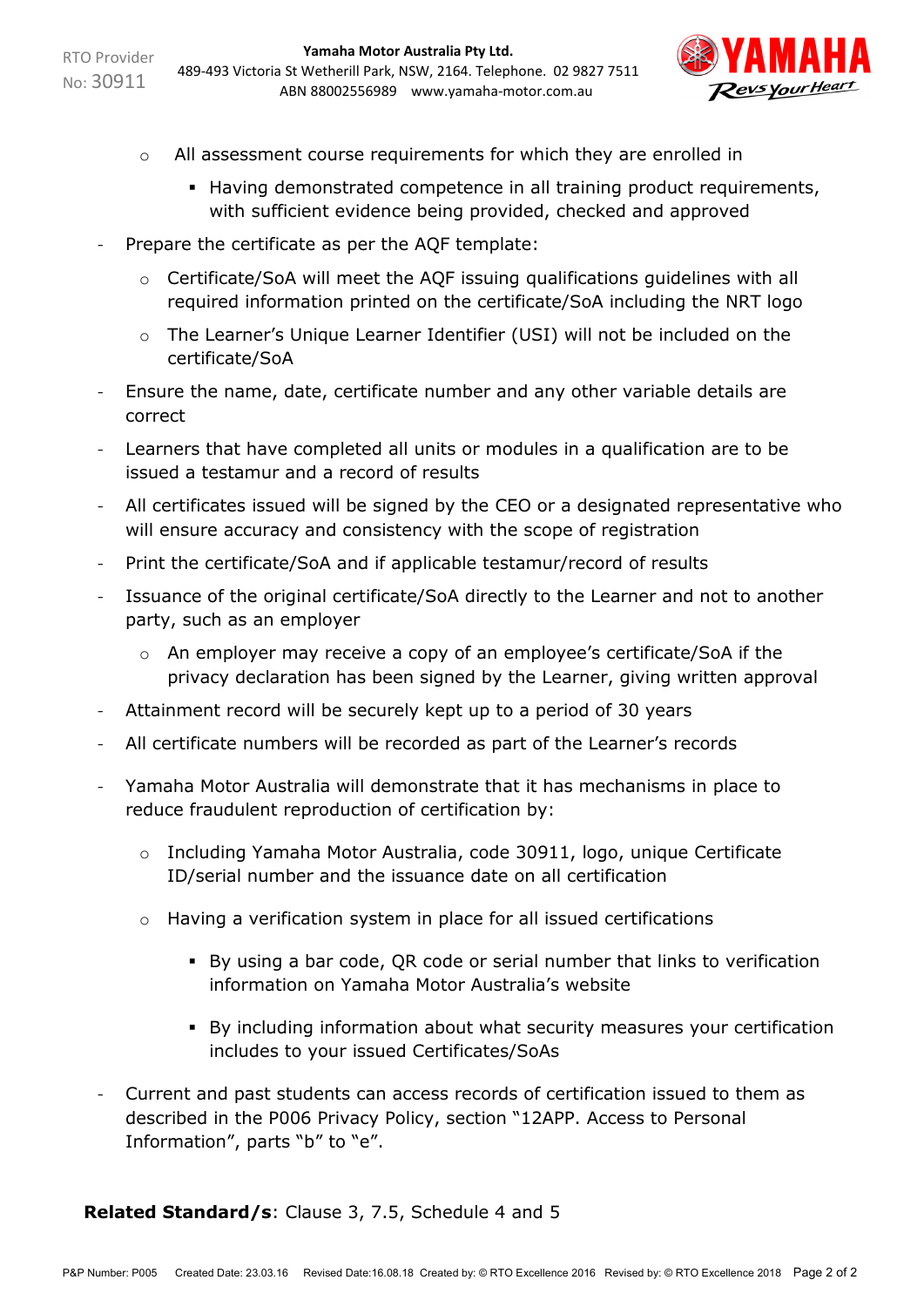- All assessment course requirements for which they are enrolled in
        - Having demonstrated competence in all training product requirements, with sufficient evidence being provided, checked and approved
- Prepare the certificate as per the AQF template:
    - Certificate/SoA will meet the AQF issuing qualifications guidelines with all required information printed on the certificate/SoA including the NRT logo
    - The Learner's Unique Learner Identifier (USI) will not be included on the certificate/SoA
- Ensure the name, date, certificate number and any other variable details are correct
- Learners that have completed all units or modules in a qualification are to be issued a testamur and a record of results
- All certificates issued will be signed by the CEO or a designated representative who will ensure accuracy and consistency with the scope of registration
- Print the certificate/SoA and if applicable testamur/record of results
- Issuance of the original certificate/SoA directly to the Learner and not to another party, such as an employer
    - An employer may receive a copy of an employee's certificate/SoA if the privacy declaration has been signed by the Learner, giving written approval
- Attainment record will be securely kept up to a period of 30 years
- All certificate numbers will be recorded as part of the Learner's records
- Yamaha Motor Australia will demonstrate that it has mechanisms in place to reduce fraudulent reproduction of certification by:
    - Including Yamaha Motor Australia, code 30911, logo, unique Certificate ID/serial number and the issuance date on all certification
    - Having a verification system in place for all issued certifications
        - By using a bar code, QR code or serial number that links to verification information on Yamaha Motor Australia's website
        - By including information about what security measures your certification includes to your issued Certificates/SoAs
- Current and past students can access records of certification issued to them as described in the P006 Privacy Policy, section "12APP. Access to Personal Information", parts "b" to "e".

**Related Standard/s**: Clause 3, 7.5, Schedule 4 and 5